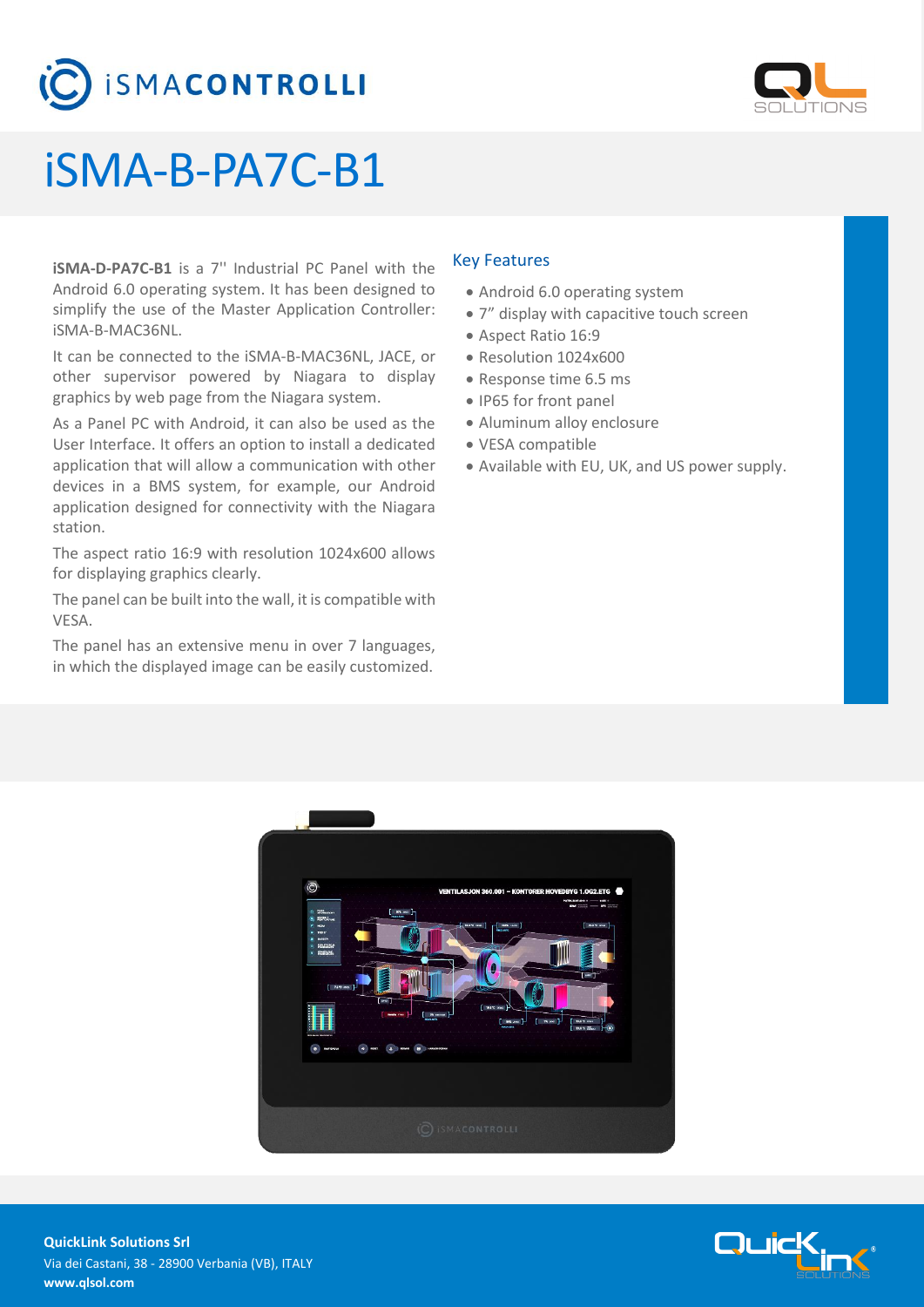# iSMA-B-PA7C-B1

**iSMA-D-PA7C-B1** is a 7'' Industrial PC Panel with the Android 6.0 operating system. It has been designed to simplify the use of the Master Application Controller: iSMA-B-MAC36NL.

It can be connected to the iSMA-B-MAC36NL, JACE, or other supervisor powered by Niagara to display graphics by web page from the Niagara system.

As a Panel PC with Android, it can also be used as the User Interface. It offers an option to install a dedicated application that will allow a communication with other devices in a BMS system, for example, our Android application designed for connectivity with the Niagara station.

The aspect ratio 16:9 with resolution 1024x600 allows for displaying graphics clearly.

The panel can be built into the wall, it is compatible with VESA.

The panel has an extensive menu in over 7 languages, in which the displayed image can be easily customized.

## Key Features

- Android 6.0 operating system
- 7" display with capacitive touch screen
- Aspect Ratio 16:9
- Resolution 1024x600
- Response time 6.5 ms
- IP65 for front panel
- Aluminum alloy enclosure
- VESA compatible
- Available with EU, UK, and US power supply.

**QuickLink Solutions Srl**
Via dei Castani, 38 - 28900 Verbania (VB), ITALY
**www.qlsol.com**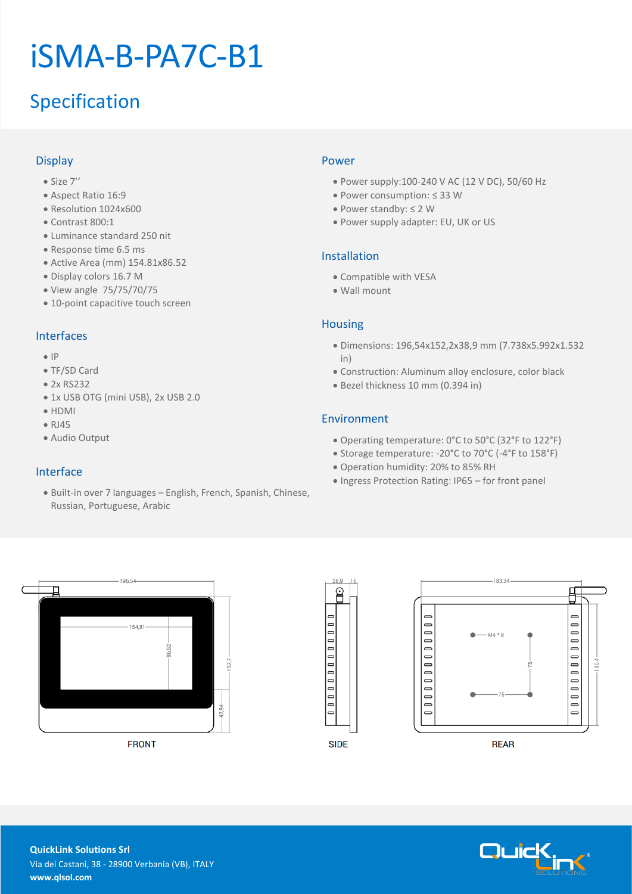# iSMA-B-PA7C-B1

## Specification

### Display

- Size 7''
- Aspect Ratio 16:9
- Resolution 1024x600
- Contrast 800:1
- Luminance standard 250 nit
- Response time 6.5 ms
- Active Area (mm) 154.81x86.52
- Display colors 16.7 M
- View angle 75/75/70/75
- 10-point capacitive touch screen

### Interfaces

- IP
- TF/SD Card
- 2x RS232
- 1x USB OTG (mini USB), 2x USB 2.0
- HDMI
- RJ45
- Audio Output

### Interface

- Built-in over 7 languages – English, French, Spanish, Chinese, Russian, Portuguese, Arabic

### Power

- Power supply:100-240 V AC (12 V DC), 50/60 Hz
- Power consumption: ≤ 33 W
- Power standby: ≤ 2 W
- Power supply adapter: EU, UK or US

### Installation

- Compatible with VESA
- Wall mount

### Housing

- Dimensions: 196,54x152,2x38,9 mm (7.738x5.992x1.532 in)
- Construction: Aluminum alloy enclosure, color black
- Bezel thickness 10 mm (0.394 in)

### Environment

- Operating temperature: 0°C to 50°C (32°F to 122°F)
- Storage temperature: -20°C to 70°C (-4°F to 158°F)
- Operation humidity: 20% to 85% RH
- Ingress Protection Rating: IP65 – for front panel

196,54
154,81
86,52
152,2
42,84
FRONT

28,9
10
SIDE

183,34
M4 * 8
75
75
136,4
REAR

**QuickLink Solutions Srl**
Via dei Castani, 38 - 28900 Verbania (VB), ITALY
**www.qlsol.com**